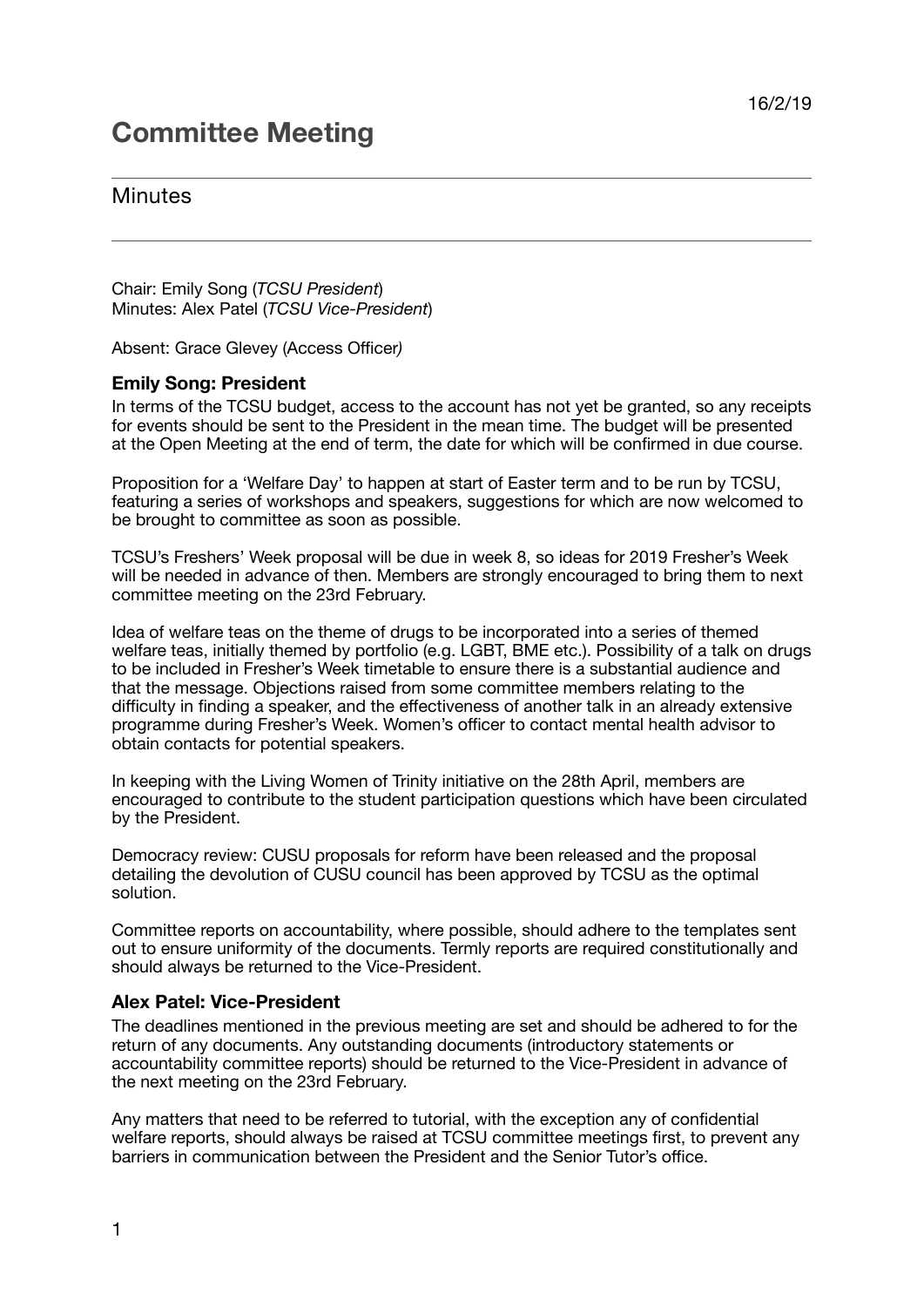16/2/19

# Committee Meeting

## Minutes

---

Chair: Emily Song (*TCSU President*)
Minutes: Alex Patel (*TCSU Vice-President*)

Absent: Grace Glevey (Access Officer*)*

### Emily Song: President

In terms of the TCSU budget, access to the account has not yet be granted, so any receipts for events should be sent to the President in the mean time. The budget will be presented at the Open Meeting at the end of term, the date for which will be confirmed in due course.

Proposition for a 'Welfare Day' to happen at start of Easter term and to be run by TCSU, featuring a series of workshops and speakers, suggestions for which are now welcomed to be brought to committee as soon as possible.

TCSU's Freshers' Week proposal will be due in week 8, so ideas for 2019 Fresher's Week will be needed in advance of then. Members are strongly encouraged to bring them to next committee meeting on the 23rd February.

Idea of welfare teas on the theme of drugs to be incorporated into a series of themed welfare teas, initially themed by portfolio (e.g. LGBT, BME etc.). Possibility of a talk on drugs to be included in Fresher's Week timetable to ensure there is a substantial audience and that the message. Objections raised from some committee members relating to the difficulty in finding a speaker, and the effectiveness of another talk in an already extensive programme during Fresher's Week. Women's officer to contact mental health advisor to obtain contacts for potential speakers.

In keeping with the Living Women of Trinity initiative on the 28th April, members are encouraged to contribute to the student participation questions which have been circulated by the President.

Democracy review: CUSU proposals for reform have been released and the proposal detailing the devolution of CUSU council has been approved by TCSU as the optimal solution.

Committee reports on accountability, where possible, should adhere to the templates sent out to ensure uniformity of the documents. Termly reports are required constitutionally and should always be returned to the Vice-President.

### Alex Patel: Vice-President

The deadlines mentioned in the previous meeting are set and should be adhered to for the return of any documents. Any outstanding documents (introductory statements or accountability committee reports) should be returned to the Vice-President in advance of the next meeting on the 23rd February.

Any matters that need to be referred to tutorial, with the exception any of confidential welfare reports, should always be raised at TCSU committee meetings first, to prevent any barriers in communication between the President and the Senior Tutor's office.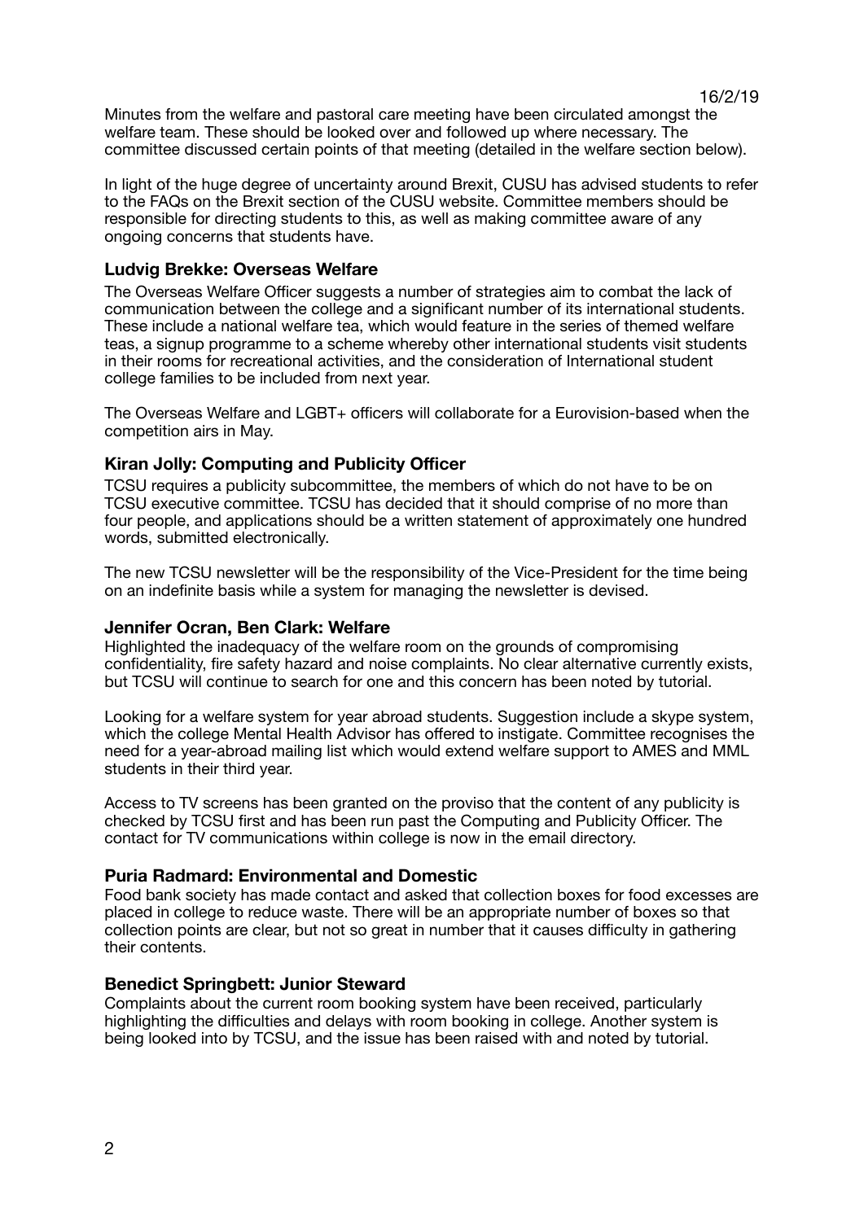16/2/19

Minutes from the welfare and pastoral care meeting have been circulated amongst the welfare team. These should be looked over and followed up where necessary. The committee discussed certain points of that meeting (detailed in the welfare section below).

In light of the huge degree of uncertainty around Brexit, CUSU has advised students to refer to the FAQs on the Brexit section of the CUSU website. Committee members should be responsible for directing students to this, as well as making committee aware of any ongoing concerns that students have.

### Ludvig Brekke: Overseas Welfare

The Overseas Welfare Officer suggests a number of strategies aim to combat the lack of communication between the college and a significant number of its international students. These include a national welfare tea, which would feature in the series of themed welfare teas, a signup programme to a scheme whereby other international students visit students in their rooms for recreational activities, and the consideration of International student college families to be included from next year.

The Overseas Welfare and LGBT+ officers will collaborate for a Eurovision-based when the competition airs in May.

### Kiran Jolly: Computing and Publicity Officer

TCSU requires a publicity subcommittee, the members of which do not have to be on TCSU executive committee. TCSU has decided that it should comprise of no more than four people, and applications should be a written statement of approximately one hundred words, submitted electronically.

The new TCSU newsletter will be the responsibility of the Vice-President for the time being on an indefinite basis while a system for managing the newsletter is devised.

### Jennifer Ocran, Ben Clark: Welfare

Highlighted the inadequacy of the welfare room on the grounds of compromising confidentiality, fire safety hazard and noise complaints. No clear alternative currently exists, but TCSU will continue to search for one and this concern has been noted by tutorial.

Looking for a welfare system for year abroad students. Suggestion include a skype system, which the college Mental Health Advisor has offered to instigate. Committee recognises the need for a year-abroad mailing list which would extend welfare support to AMES and MML students in their third year.

Access to TV screens has been granted on the proviso that the content of any publicity is checked by TCSU first and has been run past the Computing and Publicity Officer. The contact for TV communications within college is now in the email directory.

### Puria Radmard: Environmental and Domestic

Food bank society has made contact and asked that collection boxes for food excesses are placed in college to reduce waste. There will be an appropriate number of boxes so that collection points are clear, but not so great in number that it causes difficulty in gathering their contents.

### Benedict Springbett: Junior Steward

Complaints about the current room booking system have been received, particularly highlighting the difficulties and delays with room booking in college. Another system is being looked into by TCSU, and the issue has been raised with and noted by tutorial.